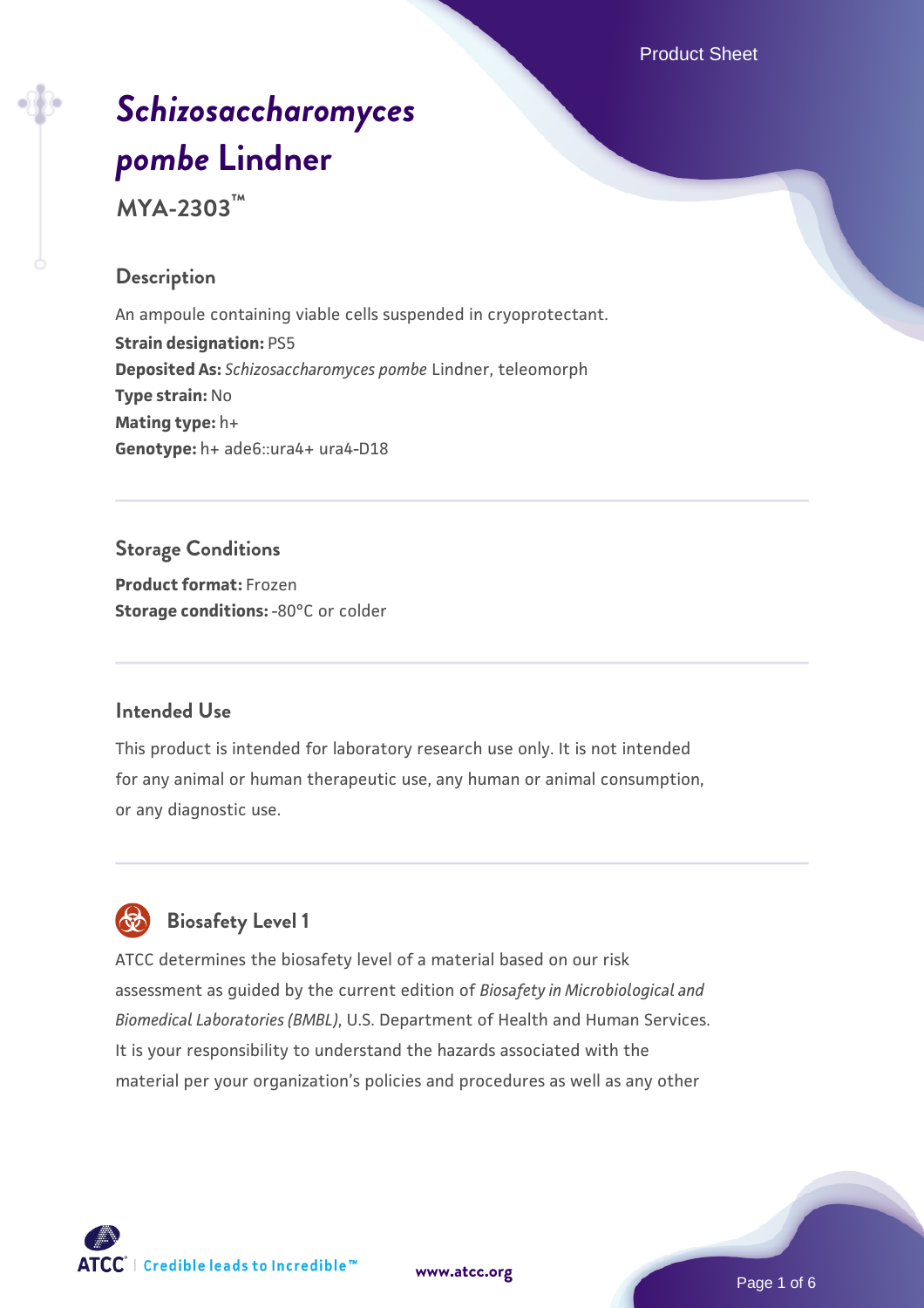# *Schizosaccharomyces pombe* Lindner

**MYA-2303™**

## Description

An ampoule containing viable cells suspended in cryoprotectant.

**Strain designation:** PS5

**Deposited As:** *Schizosaccharomyces pombe* Lindner, teleomorph

**Type strain:** No

**Mating type:** h+

**Genotype:** h+ ade6::ura4+ ura4-D18

## Storage Conditions

**Product format:** Frozen

**Storage conditions:** -80°C or colder

## Intended Use

This product is intended for laboratory research use only. It is not intended for any animal or human therapeutic use, any human or animal consumption, or any diagnostic use.

## Biosafety Level 1

ATCC determines the biosafety level of a material based on our risk assessment as guided by the current edition of *Biosafety in Microbiological and Biomedical Laboratories (BMBL)*, U.S. Department of Health and Human Services. It is your responsibility to understand the hazards associated with the material per your organization's policies and procedures as well as any other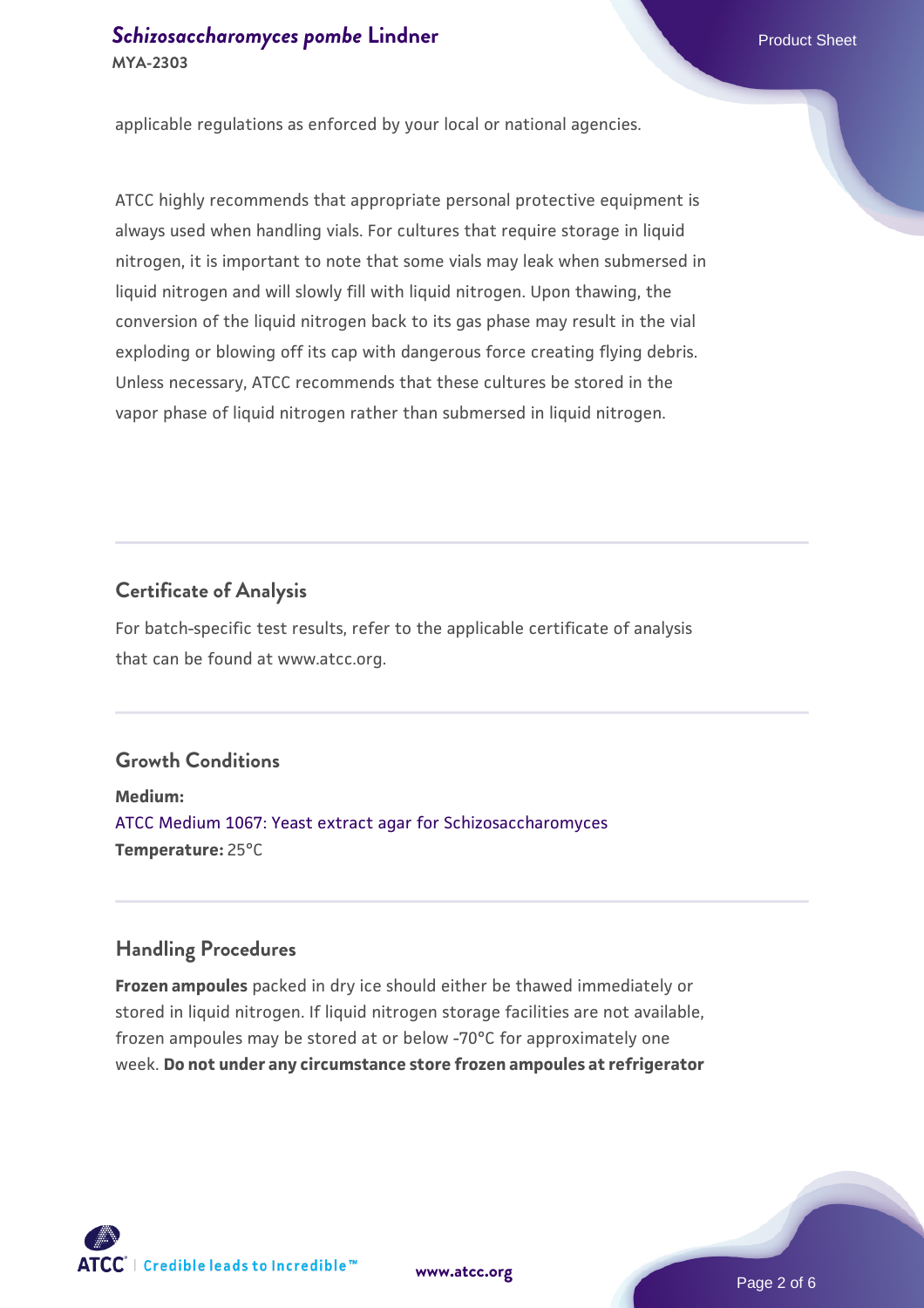applicable regulations as enforced by your local or national agencies.

ATCC highly recommends that appropriate personal protective equipment is always used when handling vials. For cultures that require storage in liquid nitrogen, it is important to note that some vials may leak when submersed in liquid nitrogen and will slowly fill with liquid nitrogen. Upon thawing, the conversion of the liquid nitrogen back to its gas phase may result in the vial exploding or blowing off its cap with dangerous force creating flying debris. Unless necessary, ATCC recommends that these cultures be stored in the vapor phase of liquid nitrogen rather than submersed in liquid nitrogen.

## Certificate of Analysis

For batch-specific test results, refer to the applicable certificate of analysis that can be found at www.atcc.org.

## Growth Conditions

**Medium:**
ATCC Medium 1067: Yeast extract agar for Schizosaccharomyces
**Temperature:** 25°C

## Handling Procedures

**Frozen ampoules** packed in dry ice should either be thawed immediately or stored in liquid nitrogen. If liquid nitrogen storage facilities are not available, frozen ampoules may be stored at or below -70°C for approximately one week. **Do not under any circumstance store frozen ampoules at refrigerator**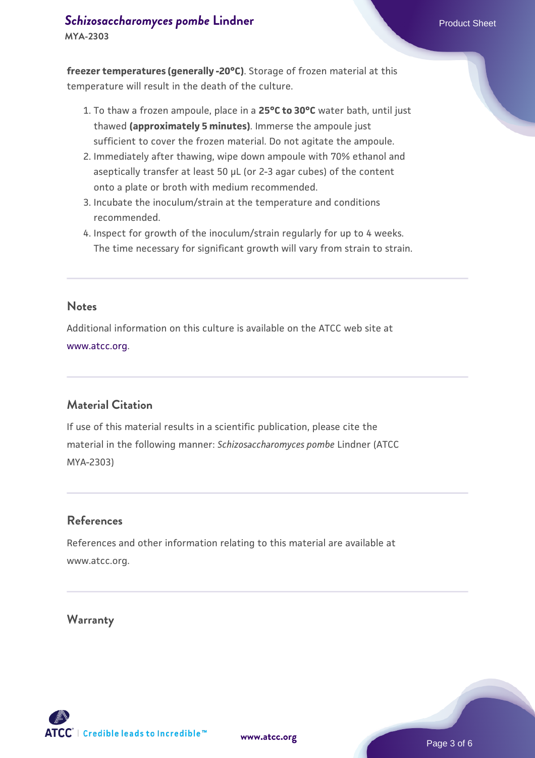**freezer temperatures (generally -20°C)**. Storage of frozen material at this temperature will result in the death of the culture.

1. To thaw a frozen ampoule, place in a **25°C to 30°C** water bath, until just thawed **(approximately 5 minutes)**. Immerse the ampoule just sufficient to cover the frozen material. Do not agitate the ampoule.
2. Immediately after thawing, wipe down ampoule with 70% ethanol and aseptically transfer at least 50 µL (or 2-3 agar cubes) of the content onto a plate or broth with medium recommended.
3. Incubate the inoculum/strain at the temperature and conditions recommended.
4. Inspect for growth of the inoculum/strain regularly for up to 4 weeks. The time necessary for significant growth will vary from strain to strain.

## Notes

Additional information on this culture is available on the ATCC web site at www.atcc.org.

## Material Citation

If use of this material results in a scientific publication, please cite the material in the following manner: *Schizosaccharomyces pombe* Lindner (ATCC MYA-2303)

## References

References and other information relating to this material are available at www.atcc.org.

## Warranty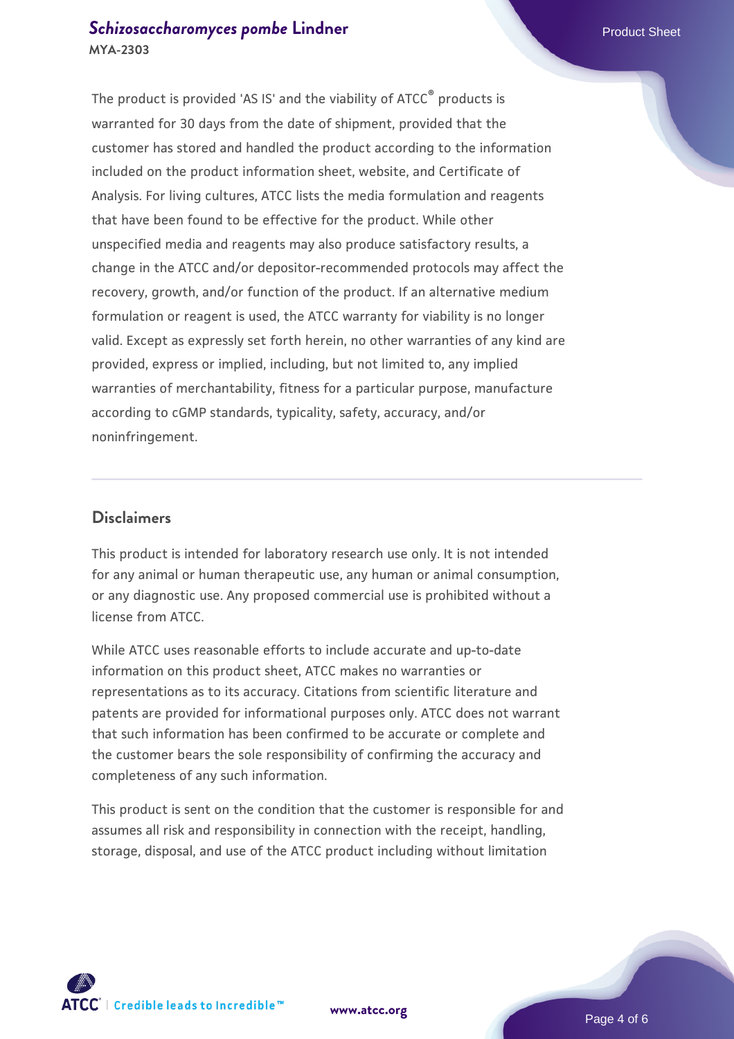The product is provided 'AS IS' and the viability of ATCC® products is warranted for 30 days from the date of shipment, provided that the customer has stored and handled the product according to the information included on the product information sheet, website, and Certificate of Analysis. For living cultures, ATCC lists the media formulation and reagents that have been found to be effective for the product. While other unspecified media and reagents may also produce satisfactory results, a change in the ATCC and/or depositor-recommended protocols may affect the recovery, growth, and/or function of the product. If an alternative medium formulation or reagent is used, the ATCC warranty for viability is no longer valid. Except as expressly set forth herein, no other warranties of any kind are provided, express or implied, including, but not limited to, any implied warranties of merchantability, fitness for a particular purpose, manufacture according to cGMP standards, typicality, safety, accuracy, and/or noninfringement.

## Disclaimers

This product is intended for laboratory research use only. It is not intended for any animal or human therapeutic use, any human or animal consumption, or any diagnostic use. Any proposed commercial use is prohibited without a license from ATCC.

While ATCC uses reasonable efforts to include accurate and up-to-date information on this product sheet, ATCC makes no warranties or representations as to its accuracy. Citations from scientific literature and patents are provided for informational purposes only. ATCC does not warrant that such information has been confirmed to be accurate or complete and the customer bears the sole responsibility of confirming the accuracy and completeness of any such information.

This product is sent on the condition that the customer is responsible for and assumes all risk and responsibility in connection with the receipt, handling, storage, disposal, and use of the ATCC product including without limitation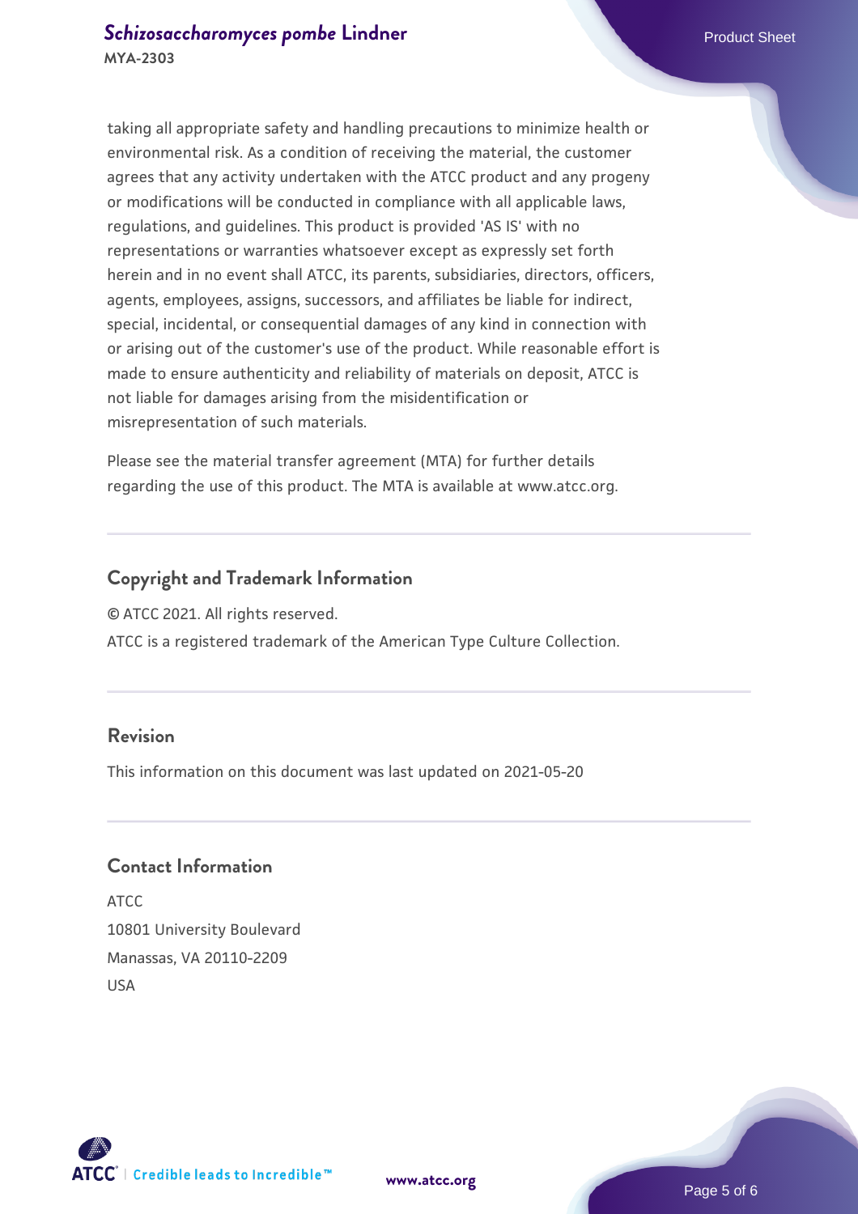taking all appropriate safety and handling precautions to minimize health or environmental risk. As a condition of receiving the material, the customer agrees that any activity undertaken with the ATCC product and any progeny or modifications will be conducted in compliance with all applicable laws, regulations, and guidelines. This product is provided 'AS IS' with no representations or warranties whatsoever except as expressly set forth herein and in no event shall ATCC, its parents, subsidiaries, directors, officers, agents, employees, assigns, successors, and affiliates be liable for indirect, special, incidental, or consequential damages of any kind in connection with or arising out of the customer's use of the product. While reasonable effort is made to ensure authenticity and reliability of materials on deposit, ATCC is not liable for damages arising from the misidentification or misrepresentation of such materials.

Please see the material transfer agreement (MTA) for further details regarding the use of this product. The MTA is available at www.atcc.org.

## Copyright and Trademark Information

© ATCC 2021. All rights reserved.

ATCC is a registered trademark of the American Type Culture Collection.

## Revision

This information on this document was last updated on 2021-05-20

## Contact Information

ATCC
10801 University Boulevard
Manassas, VA 20110-2209
USA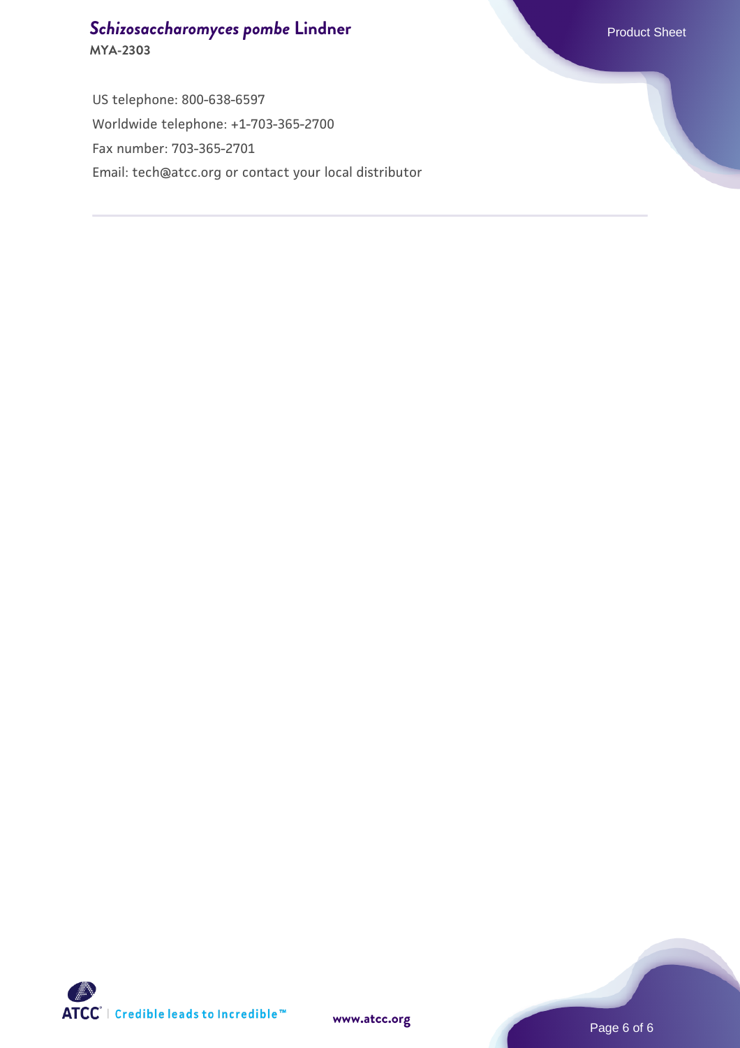US telephone: 800-638-6597

Worldwide telephone: +1-703-365-2700

Fax number: 703-365-2701

Email: tech@atcc.org or contact your local distributor